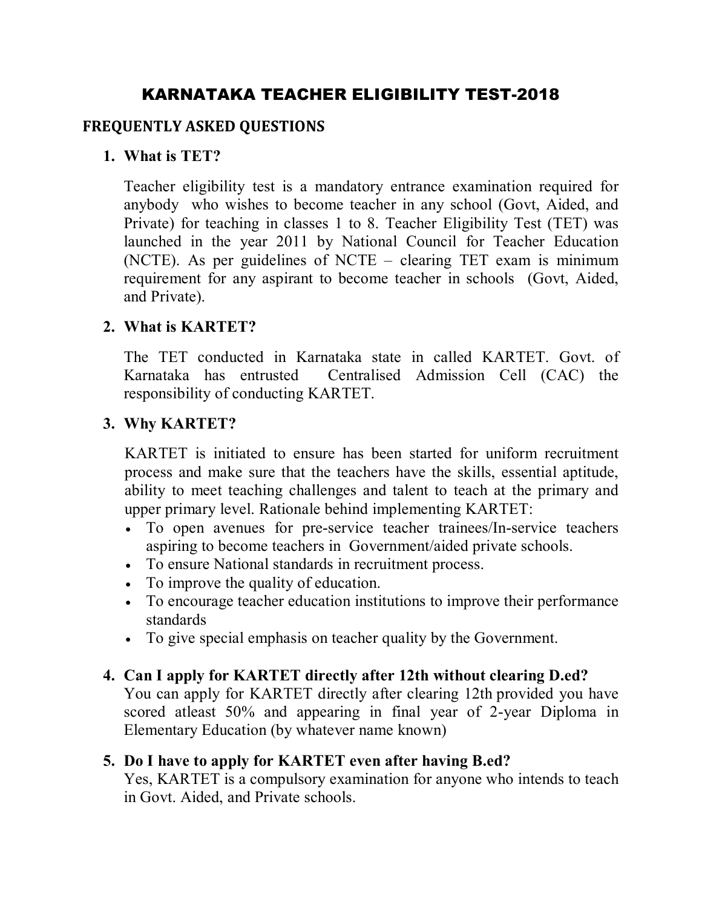# KARNATAKA TEACHER ELIGIBILITY TEST-2018

## FREQUENTLY ASKED QUESTIONS

1. **What is TET?**

   Teacher eligibility test is a mandatory entrance examination required for anybody who wishes to become teacher in any school (Govt, Aided, and Private) for teaching in classes 1 to 8. Teacher Eligibility Test (TET) was launched in the year 2011 by National Council for Teacher Education (NCTE). As per guidelines of NCTE – clearing TET exam is minimum requirement for any aspirant to become teacher in schools (Govt, Aided, and Private).

2. **What is KARTET?**

   The TET conducted in Karnataka state in called KARTET. Govt. of Karnataka has entrusted Centralised Admission Cell (CAC) the responsibility of conducting KARTET.

3. **Why KARTET?**

   KARTET is initiated to ensure has been started for uniform recruitment process and make sure that the teachers have the skills, essential aptitude, ability to meet teaching challenges and talent to teach at the primary and upper primary level. Rationale behind implementing KARTET:

   - To open avenues for pre-service teacher trainees/In-service teachers aspiring to become teachers in Government/aided private schools.
   - To ensure National standards in recruitment process.
   - To improve the quality of education.
   - To encourage teacher education institutions to improve their performance standards
   - To give special emphasis on teacher quality by the Government.

4. **Can I apply for KARTET directly after 12th without clearing D.ed?**
   You can apply for KARTET directly after clearing 12th provided you have scored atleast 50% and appearing in final year of 2-year Diploma in Elementary Education (by whatever name known)

5. **Do I have to apply for KARTET even after having B.ed?**
   Yes, KARTET is a compulsory examination for anyone who intends to teach in Govt. Aided, and Private schools.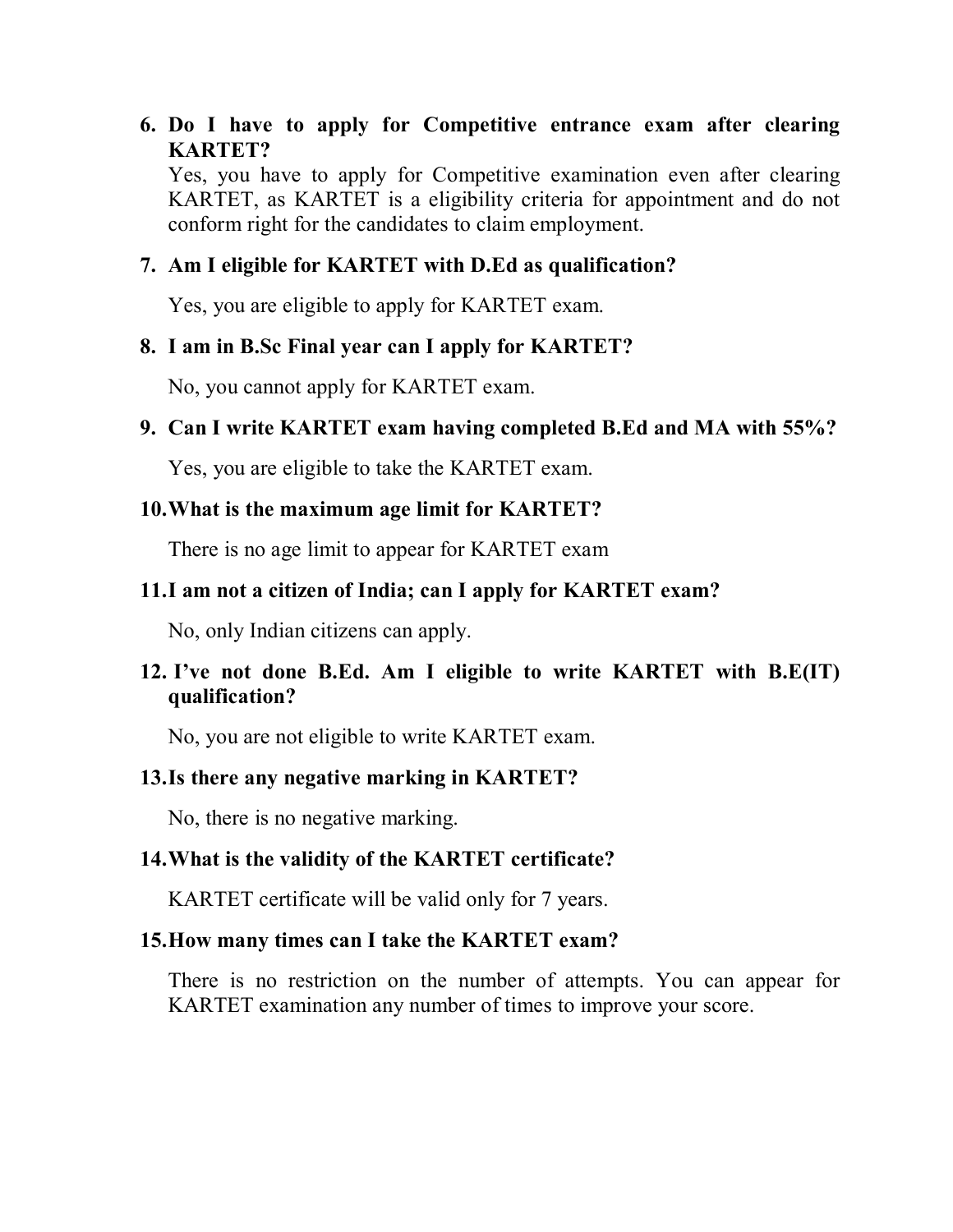6. **Do I have to apply for Competitive entrance exam after clearing KARTET?**

   Yes, you have to apply for Competitive examination even after clearing KARTET, as KARTET is a eligibility criteria for appointment and do not conform right for the candidates to claim employment.

7. **Am I eligible for KARTET with D.Ed as qualification?**

   Yes, you are eligible to apply for KARTET exam.

8. **I am in B.Sc Final year can I apply for KARTET?**

   No, you cannot apply for KARTET exam.

9. **Can I write KARTET exam having completed B.Ed and MA with 55%?**

   Yes, you are eligible to take the KARTET exam.

10. **What is the maximum age limit for KARTET?**

    There is no age limit to appear for KARTET exam

11. **I am not a citizen of India; can I apply for KARTET exam?**

    No, only Indian citizens can apply.

12. **I've not done B.Ed. Am I eligible to write KARTET with B.E(IT) qualification?**

    No, you are not eligible to write KARTET exam.

13. **Is there any negative marking in KARTET?**

    No, there is no negative marking.

14. **What is the validity of the KARTET certificate?**

    KARTET certificate will be valid only for 7 years.

15. **How many times can I take the KARTET exam?**

    There is no restriction on the number of attempts. You can appear for KARTET examination any number of times to improve your score.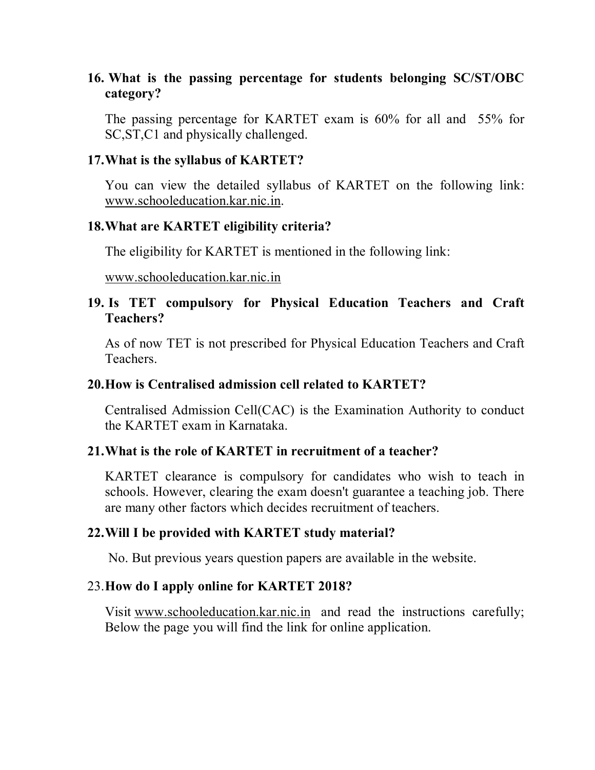**16. What is the passing percentage for students belonging SC/ST/OBC category?**

The passing percentage for KARTET exam is 60% for all and 55% for SC,ST,C1 and physically challenged.

**17. What is the syllabus of KARTET?**

You can view the detailed syllabus of KARTET on the following link: www.schooleducation.kar.nic.in.

**18. What are KARTET eligibility criteria?**

The eligibility for KARTET is mentioned in the following link:

www.schooleducation.kar.nic.in

**19. Is TET compulsory for Physical Education Teachers and Craft Teachers?**

As of now TET is not prescribed for Physical Education Teachers and Craft Teachers.

**20. How is Centralised admission cell related to KARTET?**

Centralised Admission Cell(CAC) is the Examination Authority to conduct the KARTET exam in Karnataka.

**21. What is the role of KARTET in recruitment of a teacher?**

KARTET clearance is compulsory for candidates who wish to teach in schools. However, clearing the exam doesn't guarantee a teaching job. There are many other factors which decides recruitment of teachers.

**22. Will I be provided with KARTET study material?**

No. But previous years question papers are available in the website.

23. **How do I apply online for KARTET 2018?**

Visit www.schooleducation.kar.nic.in and read the instructions carefully; Below the page you will find the link for online application.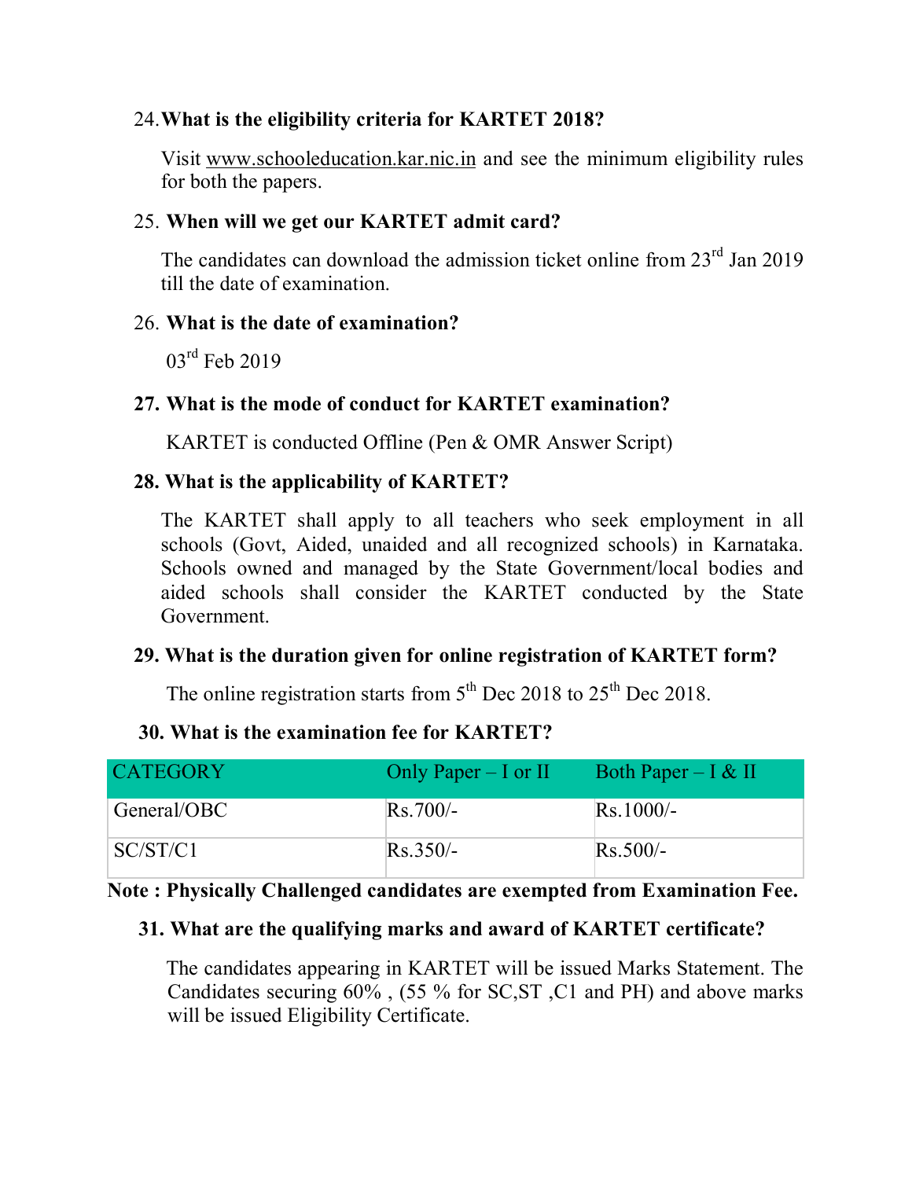24. **What is the eligibility criteria for KARTET 2018?**

    Visit www.schooleducation.kar.nic.in and see the minimum eligibility rules for both the papers.

25. **When will we get our KARTET admit card?**

    The candidates can download the admission ticket online from 23rd Jan 2019 till the date of examination.

26. **What is the date of examination?**

    03rd Feb 2019

27. **What is the mode of conduct for KARTET examination?**

    KARTET is conducted Offline (Pen & OMR Answer Script)

28. **What is the applicability of KARTET?**

    The KARTET shall apply to all teachers who seek employment in all schools (Govt, Aided, unaided and all recognized schools) in Karnataka. Schools owned and managed by the State Government/local bodies and aided schools shall consider the KARTET conducted by the State Government.

29. **What is the duration given for online registration of KARTET form?**

    The online registration starts from 5th Dec 2018 to 25th Dec 2018.

30. **What is the examination fee for KARTET?**

| CATEGORY | Only Paper – I or II | Both Paper – I & II |
|---|---|---|
| General/OBC | Rs.700/- | Rs.1000/- |
| SC/ST/C1 | Rs.350/- | Rs.500/- |

**Note : Physically Challenged candidates are exempted from Examination Fee.**

31. **What are the qualifying marks and award of KARTET certificate?**

    The candidates appearing in KARTET will be issued Marks Statement. The Candidates securing 60% , (55 % for SC,ST ,C1 and PH) and above marks will be issued Eligibility Certificate.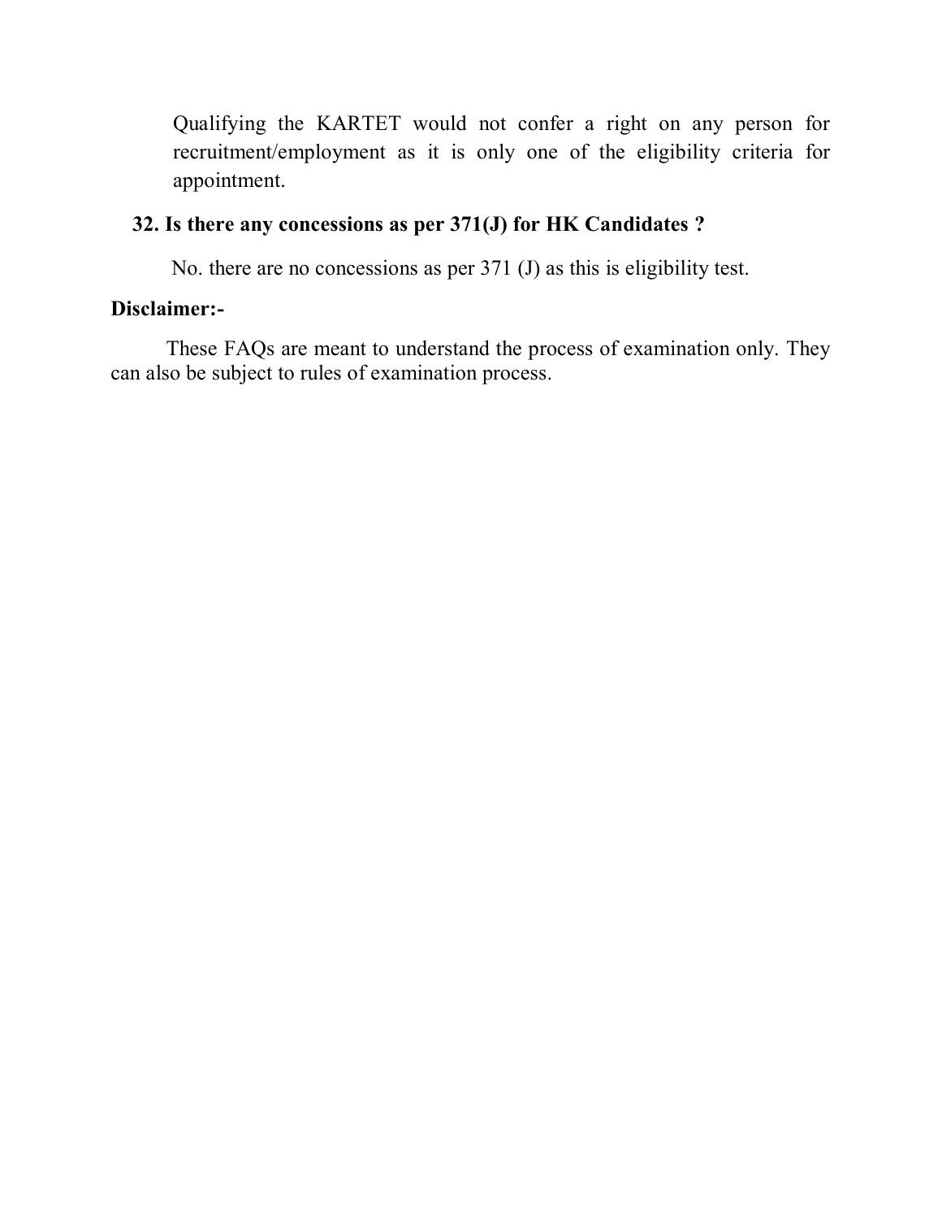Qualifying the KARTET would not confer a right on any person for recruitment/employment as it is only one of the eligibility criteria for appointment.

**32. Is there any concessions as per 371(J) for HK Candidates ?**

No. there are no concessions as per 371 (J) as this is eligibility test.

**Disclaimer:-**

These FAQs are meant to understand the process of examination only. They can also be subject to rules of examination process.